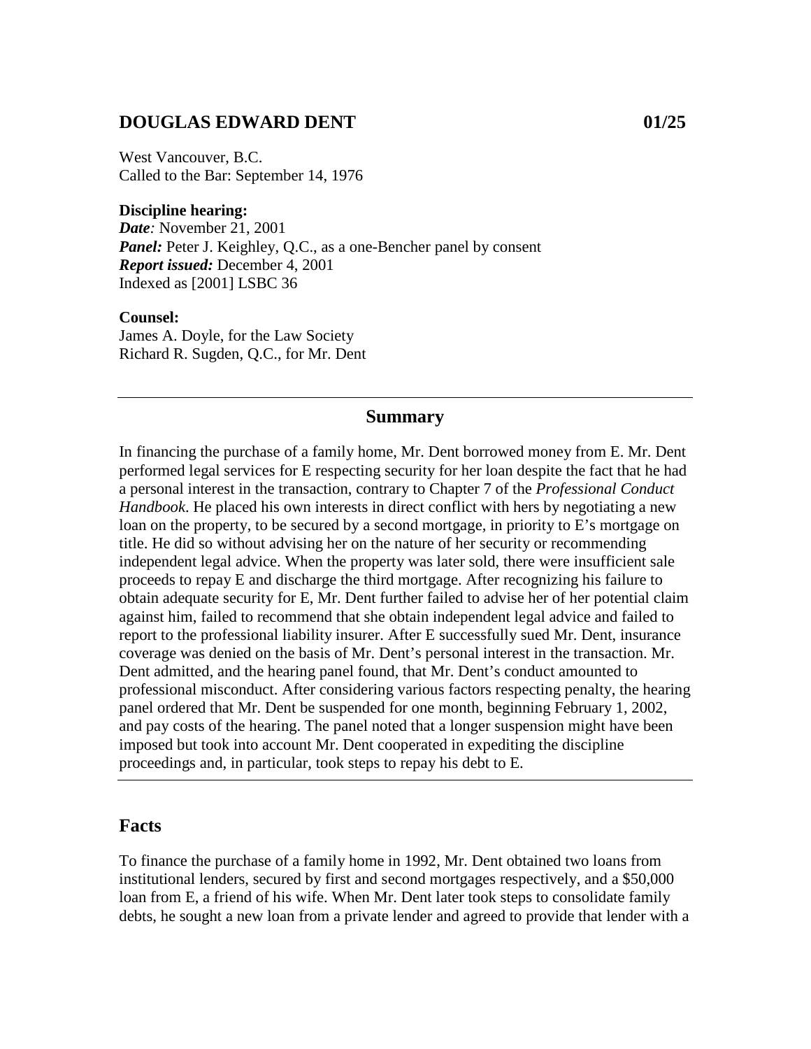## DOUGLAS EDWARD DENT 01/25

West Vancouver, B.C.
Called to the Bar: September 14, 1976

**Discipline hearing:**
***Date:*** November 21, 2001
***Panel:*** Peter J. Keighley, Q.C., as a one-Bencher panel by consent
***Report issued:*** December 4, 2001
Indexed as [2001] LSBC 36

**Counsel:**
James A. Doyle, for the Law Society
Richard R. Sugden, Q.C., for Mr. Dent

---

### Summary

In financing the purchase of a family home, Mr. Dent borrowed money from E. Mr. Dent performed legal services for E respecting security for her loan despite the fact that he had a personal interest in the transaction, contrary to Chapter 7 of the *Professional Conduct Handbook*. He placed his own interests in direct conflict with hers by negotiating a new loan on the property, to be secured by a second mortgage, in priority to E's mortgage on title. He did so without advising her on the nature of her security or recommending independent legal advice. When the property was later sold, there were insufficient sale proceeds to repay E and discharge the third mortgage. After recognizing his failure to obtain adequate security for E, Mr. Dent further failed to advise her of her potential claim against him, failed to recommend that she obtain independent legal advice and failed to report to the professional liability insurer. After E successfully sued Mr. Dent, insurance coverage was denied on the basis of Mr. Dent's personal interest in the transaction. Mr. Dent admitted, and the hearing panel found, that Mr. Dent's conduct amounted to professional misconduct. After considering various factors respecting penalty, the hearing panel ordered that Mr. Dent be suspended for one month, beginning February 1, 2002, and pay costs of the hearing. The panel noted that a longer suspension might have been imposed but took into account Mr. Dent cooperated in expediting the discipline proceedings and, in particular, took steps to repay his debt to E.

---

## Facts

To finance the purchase of a family home in 1992, Mr. Dent obtained two loans from institutional lenders, secured by first and second mortgages respectively, and a $50,000 loan from E, a friend of his wife. When Mr. Dent later took steps to consolidate family debts, he sought a new loan from a private lender and agreed to provide that lender with a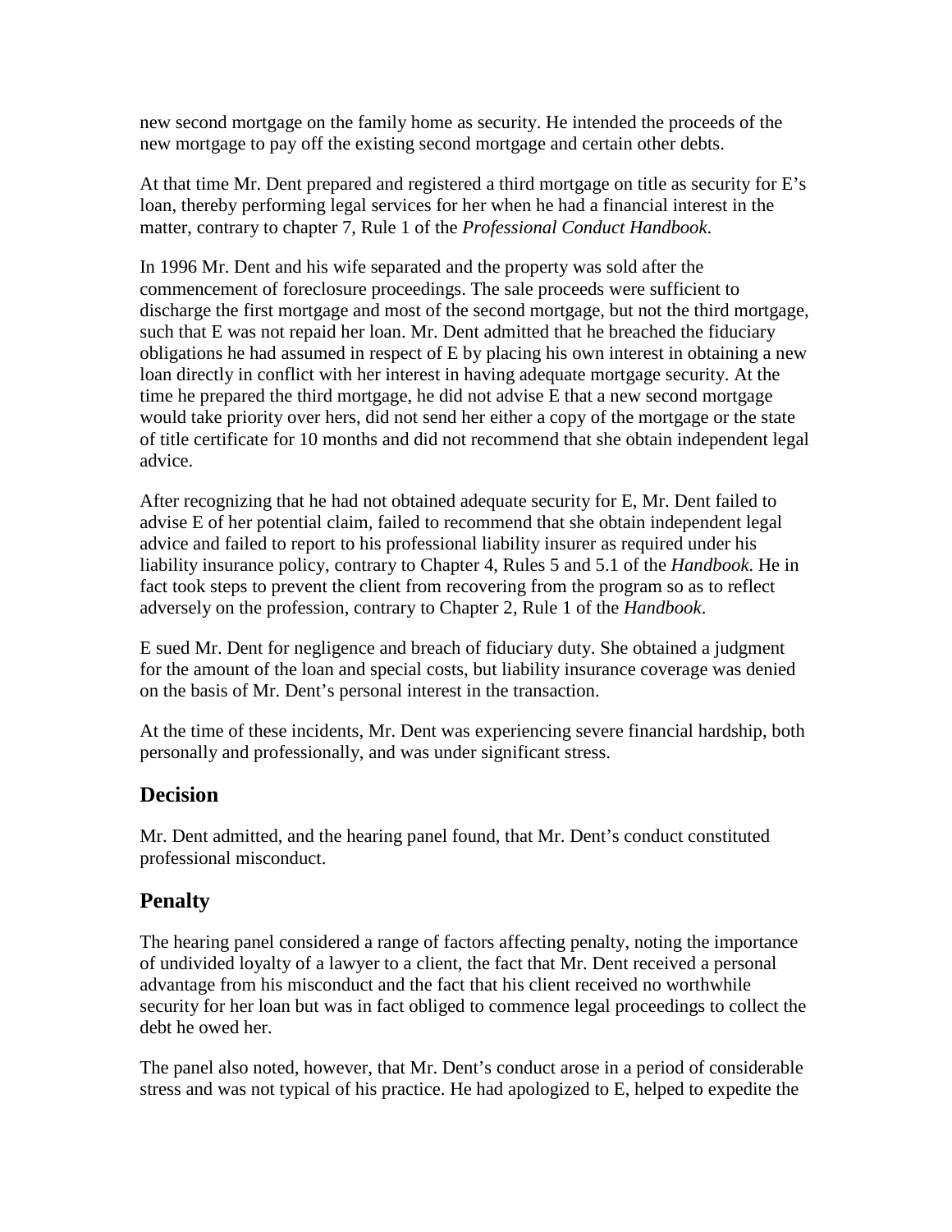new second mortgage on the family home as security. He intended the proceeds of the new mortgage to pay off the existing second mortgage and certain other debts.

At that time Mr. Dent prepared and registered a third mortgage on title as security for E's loan, thereby performing legal services for her when he had a financial interest in the matter, contrary to chapter 7, Rule 1 of the *Professional Conduct Handbook*.

In 1996 Mr. Dent and his wife separated and the property was sold after the commencement of foreclosure proceedings. The sale proceeds were sufficient to discharge the first mortgage and most of the second mortgage, but not the third mortgage, such that E was not repaid her loan. Mr. Dent admitted that he breached the fiduciary obligations he had assumed in respect of E by placing his own interest in obtaining a new loan directly in conflict with her interest in having adequate mortgage security. At the time he prepared the third mortgage, he did not advise E that a new second mortgage would take priority over hers, did not send her either a copy of the mortgage or the state of title certificate for 10 months and did not recommend that she obtain independent legal advice.

After recognizing that he had not obtained adequate security for E, Mr. Dent failed to advise E of her potential claim, failed to recommend that she obtain independent legal advice and failed to report to his professional liability insurer as required under his liability insurance policy, contrary to Chapter 4, Rules 5 and 5.1 of the *Handbook*. He in fact took steps to prevent the client from recovering from the program so as to reflect adversely on the profession, contrary to Chapter 2, Rule 1 of the *Handbook*.

E sued Mr. Dent for negligence and breach of fiduciary duty. She obtained a judgment for the amount of the loan and special costs, but liability insurance coverage was denied on the basis of Mr. Dent's personal interest in the transaction.

At the time of these incidents, Mr. Dent was experiencing severe financial hardship, both personally and professionally, and was under significant stress.

## Decision

Mr. Dent admitted, and the hearing panel found, that Mr. Dent's conduct constituted professional misconduct.

## Penalty

The hearing panel considered a range of factors affecting penalty, noting the importance of undivided loyalty of a lawyer to a client, the fact that Mr. Dent received a personal advantage from his misconduct and the fact that his client received no worthwhile security for her loan but was in fact obliged to commence legal proceedings to collect the debt he owed her.

The panel also noted, however, that Mr. Dent's conduct arose in a period of considerable stress and was not typical of his practice. He had apologized to E, helped to expedite the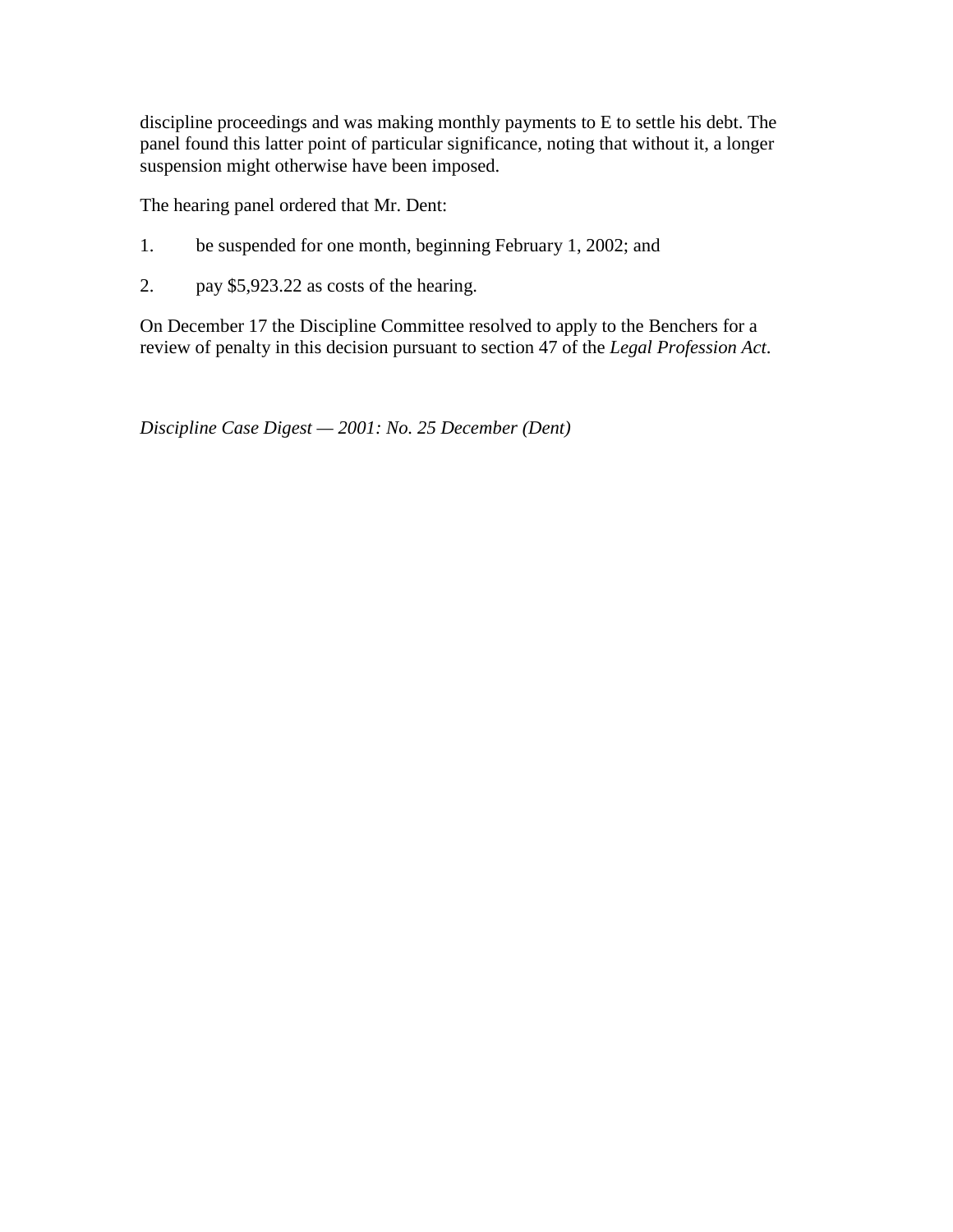discipline proceedings and was making monthly payments to E to settle his debt. The panel found this latter point of particular significance, noting that without it, a longer suspension might otherwise have been imposed.

The hearing panel ordered that Mr. Dent:

1. be suspended for one month, beginning February 1, 2002; and

2. pay $5,923.22 as costs of the hearing.

On December 17 the Discipline Committee resolved to apply to the Benchers for a review of penalty in this decision pursuant to section 47 of the *Legal Profession Act*.

*Discipline Case Digest — 2001: No. 25 December (Dent)*